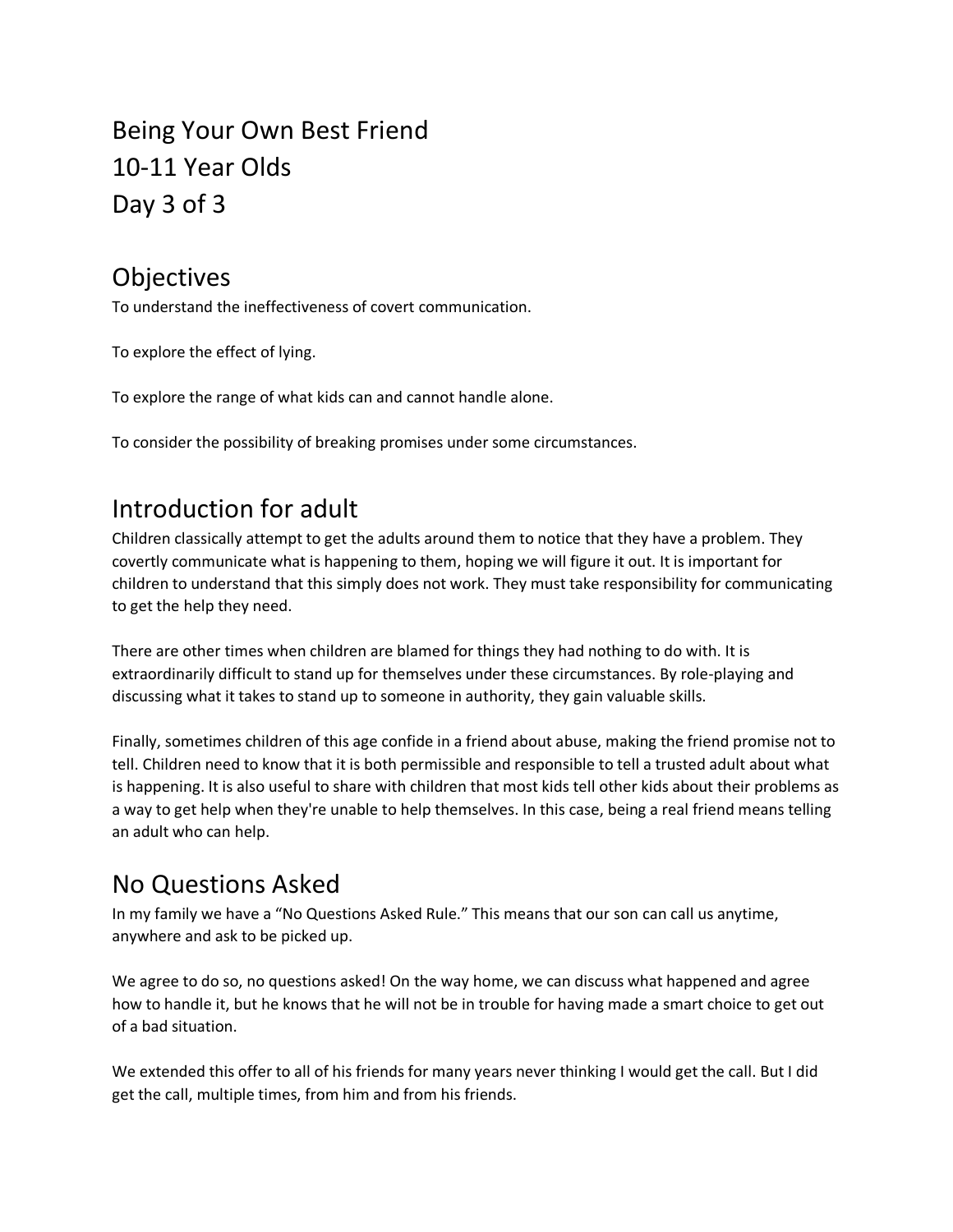# Being Your Own Best Friend
# 10-11 Year Olds
# Day 3 of 3

## Objectives

To understand the ineffectiveness of covert communication.

To explore the effect of lying.

To explore the range of what kids can and cannot handle alone.

To consider the possibility of breaking promises under some circumstances.

## Introduction for adult

Children classically attempt to get the adults around them to notice that they have a problem. They covertly communicate what is happening to them, hoping we will figure it out. It is important for children to understand that this simply does not work. They must take responsibility for communicating to get the help they need.

There are other times when children are blamed for things they had nothing to do with. It is extraordinarily difficult to stand up for themselves under these circumstances. By role-playing and discussing what it takes to stand up to someone in authority, they gain valuable skills.

Finally, sometimes children of this age confide in a friend about abuse, making the friend promise not to tell. Children need to know that it is both permissible and responsible to tell a trusted adult about what is happening. It is also useful to share with children that most kids tell other kids about their problems as a way to get help when they're unable to help themselves. In this case, being a real friend means telling an adult who can help.

## No Questions Asked

In my family we have a "No Questions Asked Rule." This means that our son can call us anytime, anywhere and ask to be picked up.

We agree to do so, no questions asked! On the way home, we can discuss what happened and agree how to handle it, but he knows that he will not be in trouble for having made a smart choice to get out of a bad situation.

We extended this offer to all of his friends for many years never thinking I would get the call. But I did get the call, multiple times, from him and from his friends.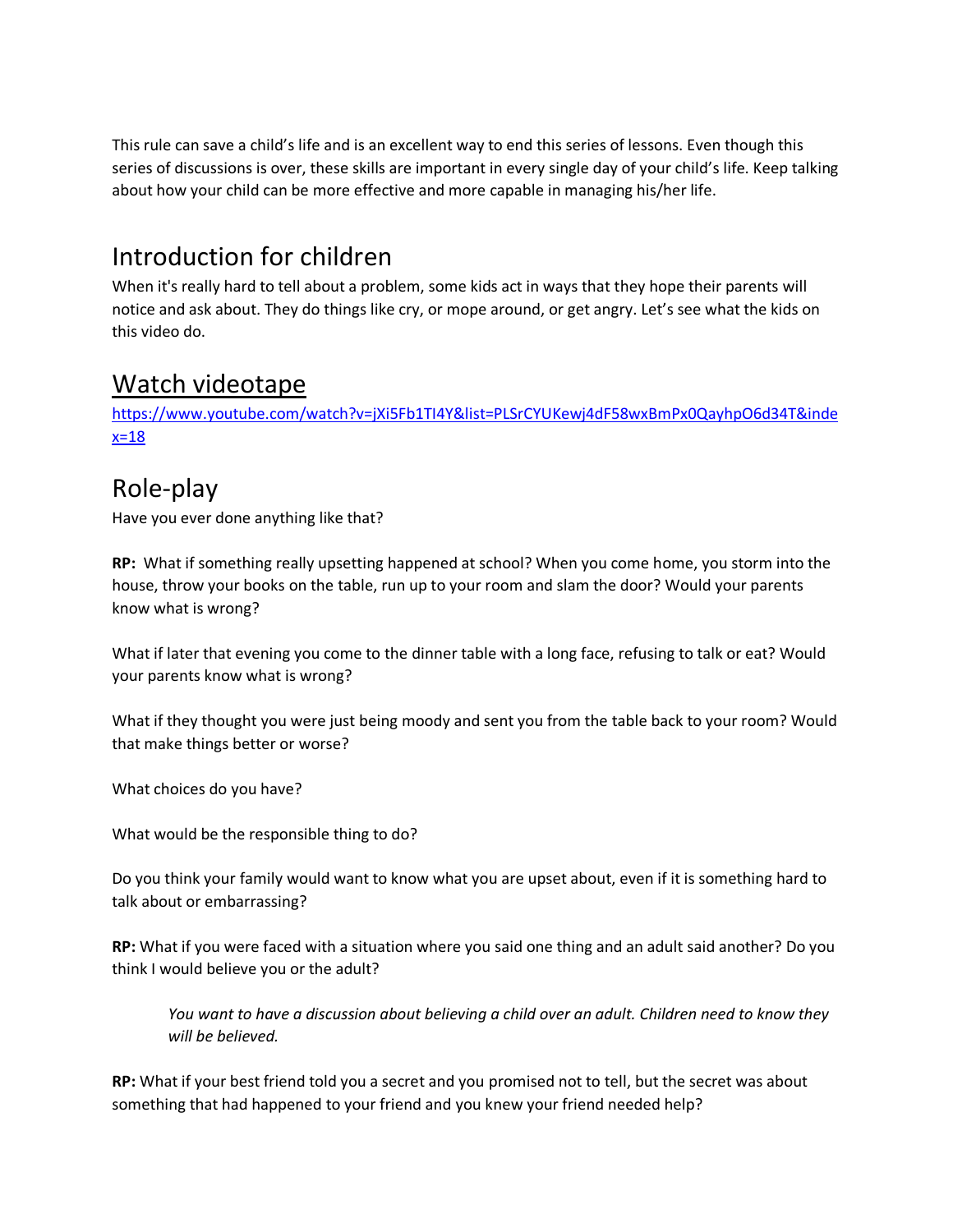This rule can save a child's life and is an excellent way to end this series of lessons. Even though this series of discussions is over, these skills are important in every single day of your child's life. Keep talking about how your child can be more effective and more capable in managing his/her life.

## Introduction for children

When it's really hard to tell about a problem, some kids act in ways that they hope their parents will notice and ask about. They do things like cry, or mope around, or get angry. Let's see what the kids on this video do.

## Watch videotape

https://www.youtube.com/watch?v=jXi5Fb1TI4Y&list=PLSrCYUKewj4dF58wxBmPx0QayhpO6d34T&index=18

## Role-play

Have you ever done anything like that?

**RP:** What if something really upsetting happened at school? When you come home, you storm into the house, throw your books on the table, run up to your room and slam the door? Would your parents know what is wrong?

What if later that evening you come to the dinner table with a long face, refusing to talk or eat? Would your parents know what is wrong?

What if they thought you were just being moody and sent you from the table back to your room? Would that make things better or worse?

What choices do you have?

What would be the responsible thing to do?

Do you think your family would want to know what you are upset about, even if it is something hard to talk about or embarrassing?

**RP:** What if you were faced with a situation where you said one thing and an adult said another? Do you think I would believe you or the adult?

> *You want to have a discussion about believing a child over an adult. Children need to know they will be believed.*

**RP:** What if your best friend told you a secret and you promised not to tell, but the secret was about something that had happened to your friend and you knew your friend needed help?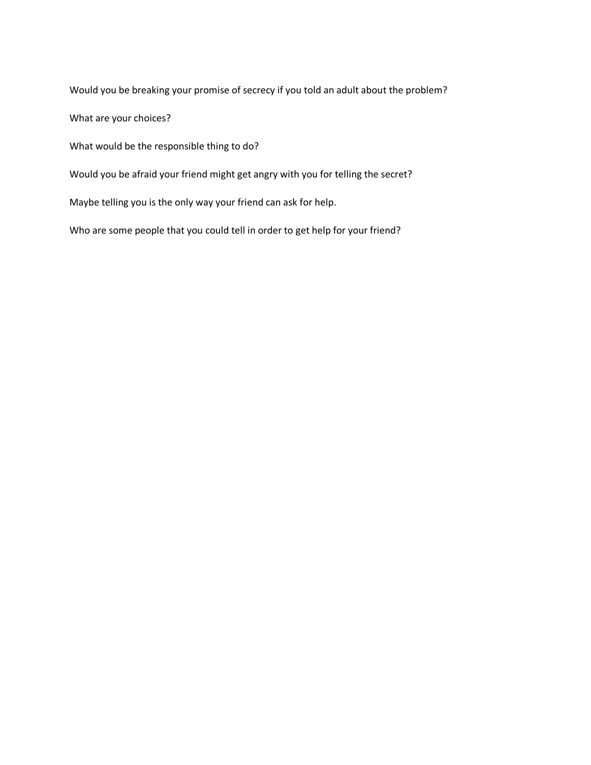Would you be breaking your promise of secrecy if you told an adult about the problem?

What are your choices?

What would be the responsible thing to do?

Would you be afraid your friend might get angry with you for telling the secret?

Maybe telling you is the only way your friend can ask for help.

Who are some people that you could tell in order to get help for your friend?